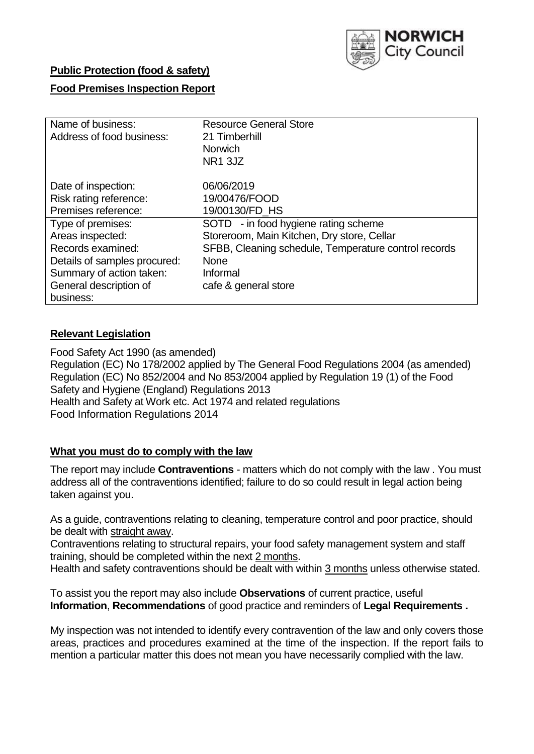NORWICH City Council

**Public Protection (food & safety)**

**Food Premises Inspection Report**

| | |
|---|---|
| Name of business: | Resource General Store |
| Address of food business: | 21 Timberhill<br>Norwich<br>NR1 3JZ |
| Date of inspection: | 06/06/2019 |
| Risk rating reference: | 19/00476/FOOD |
| Premises reference: | 19/00130/FD_HS |
| Type of premises: | SOTD - in food hygiene rating scheme |
| Areas inspected: | Storeroom, Main Kitchen, Dry store, Cellar |
| Records examined: | SFBB, Cleaning schedule, Temperature control records |
| Details of samples procured: | None |
| Summary of action taken: | Informal |
| General description of business: | cafe & general store |

## Relevant Legislation

Food Safety Act 1990 (as amended)
Regulation (EC) No 178/2002 applied by The General Food Regulations 2004 (as amended)
Regulation (EC) No 852/2004 and No 853/2004 applied by Regulation 19 (1) of the Food Safety and Hygiene (England) Regulations 2013
Health and Safety at Work etc. Act 1974 and related regulations
Food Information Regulations 2014

## What you must do to comply with the law

The report may include **Contraventions** - matters which do not comply with the law . You must address all of the contraventions identified; failure to do so could result in legal action being taken against you.

As a guide, contraventions relating to cleaning, temperature control and poor practice, should be dealt with straight away.
Contraventions relating to structural repairs, your food safety management system and staff training, should be completed within the next 2 months.
Health and safety contraventions should be dealt with within 3 months unless otherwise stated.

To assist you the report may also include **Observations** of current practice, useful **Information**, **Recommendations** of good practice and reminders of **Legal Requirements .**

My inspection was not intended to identify every contravention of the law and only covers those areas, practices and procedures examined at the time of the inspection. If the report fails to mention a particular matter this does not mean you have necessarily complied with the law.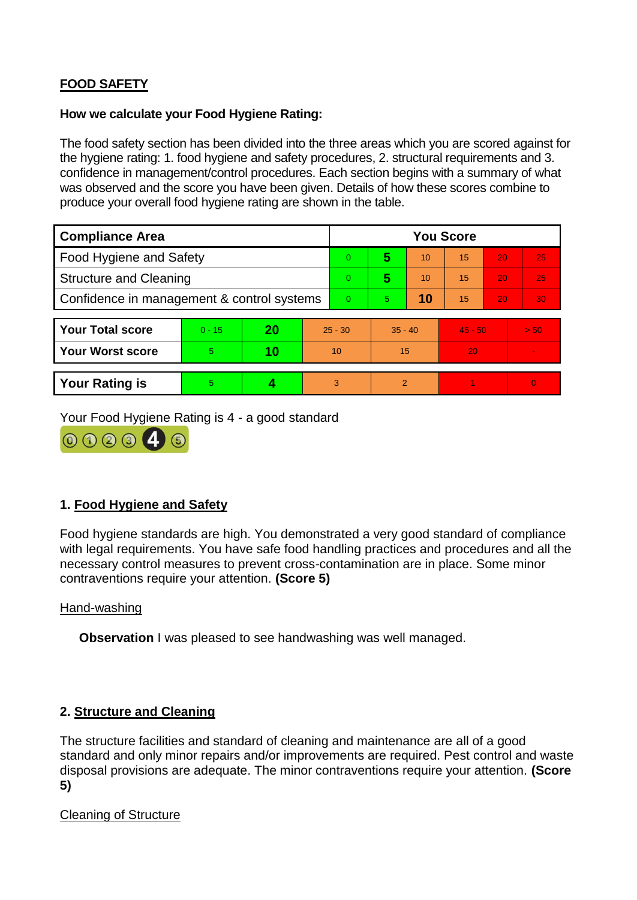**FOOD SAFETY**

**How we calculate your Food Hygiene Rating:**

The food safety section has been divided into the three areas which you are scored against for the hygiene rating: 1. food hygiene and safety procedures, 2. structural requirements and 3. confidence in management/control procedures. Each section begins with a summary of what was observed and the score you have been given. Details of how these scores combine to produce your overall food hygiene rating are shown in the table.

| Compliance Area | You Score | | | | | |
|---|---|---|---|---|---|---|
| Food Hygiene and Safety | 0 | **5** | 10 | 15 | 20 | 25 |
| Structure and Cleaning | 0 | **5** | 10 | 15 | 20 | 25 |
| Confidence in management & control systems | 0 | 5 | **10** | 15 | 20 | 30 |

| | | | | | | |
|---|---|---|---|---|---|---|
| **Your Total score** | 0 - 15 | **20** | 25 - 30 | 35 - 40 | 45 - 50 | > 50 |
| **Your Worst score** | 5 | **10** | 10 | 15 | 20 | - |

| | | | | | | |
|---|---|---|---|---|---|---|
| **Your Rating is** | 5 | **4** | 3 | 2 | 1 | 0 |

Your Food Hygiene Rating is 4 - a good standard

## 1. Food Hygiene and Safety

Food hygiene standards are high. You demonstrated a very good standard of compliance with legal requirements. You have safe food handling practices and procedures and all the necessary control measures to prevent cross-contamination are in place. Some minor contraventions require your attention. **(Score 5)**

Hand-washing

**Observation** I was pleased to see handwashing was well managed.

## 2. Structure and Cleaning

The structure facilities and standard of cleaning and maintenance are all of a good standard and only minor repairs and/or improvements are required. Pest control and waste disposal provisions are adequate. The minor contraventions require your attention. **(Score 5)**

Cleaning of Structure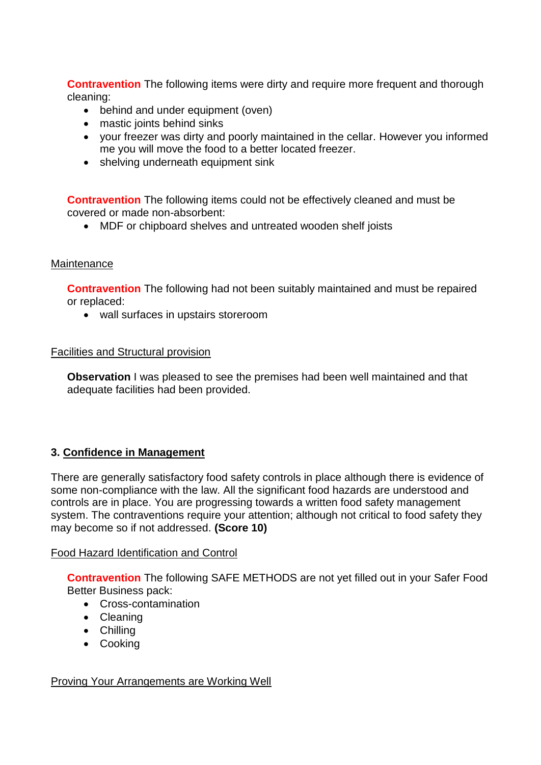**Contravention** The following items were dirty and require more frequent and thorough cleaning:

- behind and under equipment (oven)
- mastic joints behind sinks
- your freezer was dirty and poorly maintained in the cellar. However you informed me you will move the food to a better located freezer.
- shelving underneath equipment sink

**Contravention** The following items could not be effectively cleaned and must be covered or made non-absorbent:

- MDF or chipboard shelves and untreated wooden shelf joists

<u>Maintenance</u>

**Contravention** The following had not been suitably maintained and must be repaired or replaced:

- wall surfaces in upstairs storeroom

<u>Facilities and Structural provision</u>

**Observation** I was pleased to see the premises had been well maintained and that adequate facilities had been provided.

## 3. <u>Confidence in Management</u>

There are generally satisfactory food safety controls in place although there is evidence of some non-compliance with the law. All the significant food hazards are understood and controls are in place. You are progressing towards a written food safety management system. The contraventions require your attention; although not critical to food safety they may become so if not addressed. **(Score 10)**

<u>Food Hazard Identification and Control</u>

**Contravention** The following SAFE METHODS are not yet filled out in your Safer Food Better Business pack:

- Cross-contamination
- Cleaning
- Chilling
- Cooking

<u>Proving Your Arrangements are Working Well</u>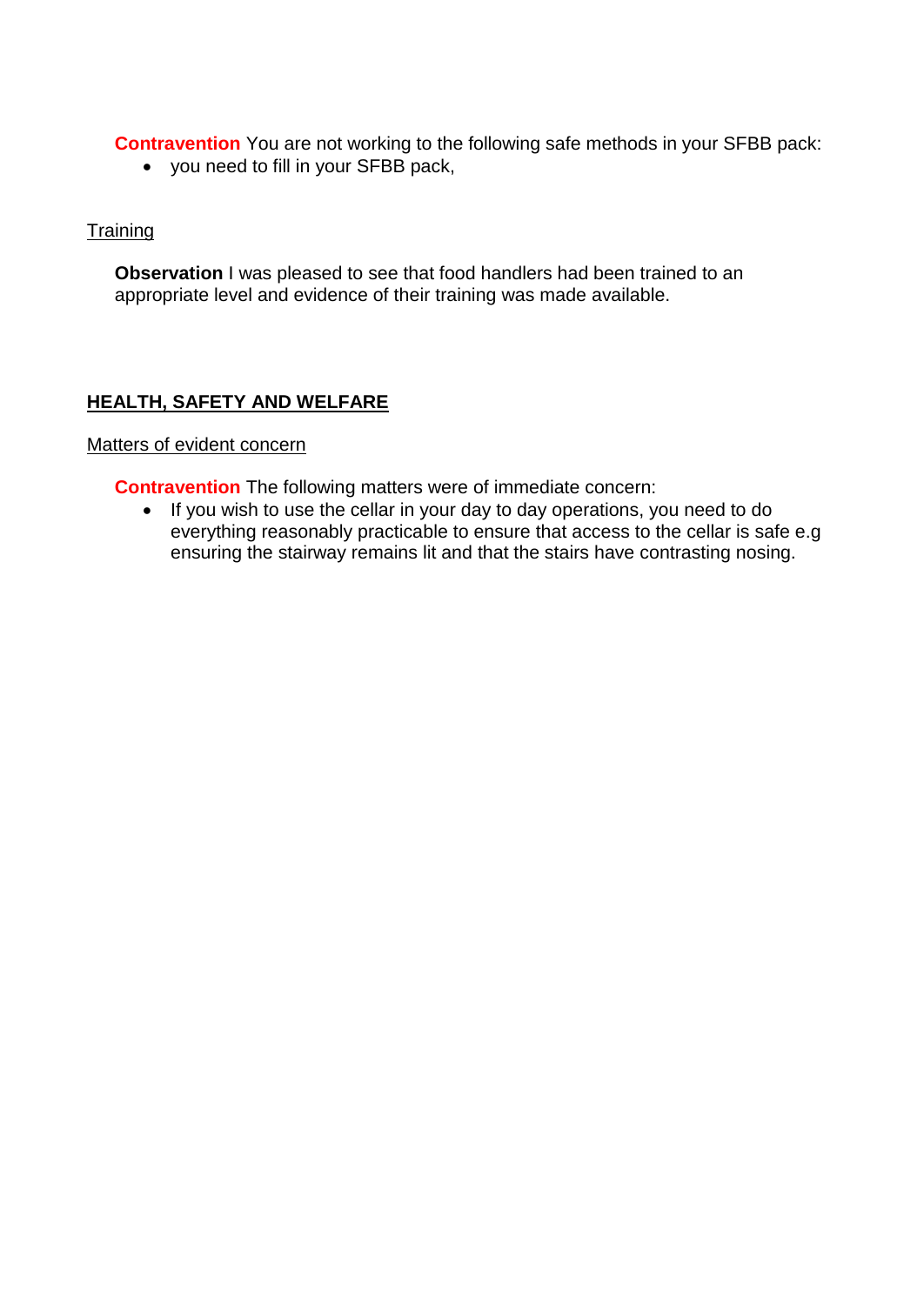**Contravention** You are not working to the following safe methods in your SFBB pack:

- you need to fill in your SFBB pack,

Training

**Observation** I was pleased to see that food handlers had been trained to an appropriate level and evidence of their training was made available.

## HEALTH, SAFETY AND WELFARE

Matters of evident concern

**Contravention** The following matters were of immediate concern:

- If you wish to use the cellar in your day to day operations, you need to do everything reasonably practicable to ensure that access to the cellar is safe e.g ensuring the stairway remains lit and that the stairs have contrasting nosing.